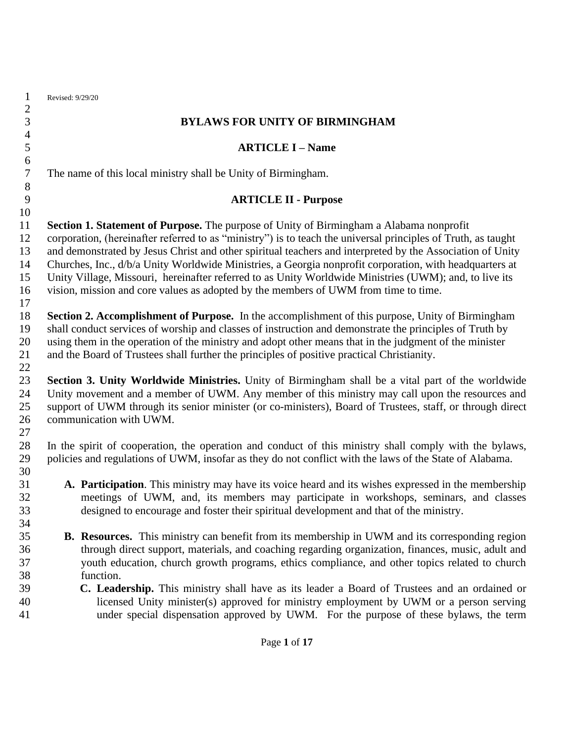Revised: 9/29/20

# BYLAWS FOR UNITY OF BIRMINGHAM

## ARTICLE I – Name

The name of this local ministry shall be Unity of Birmingham.

## ARTICLE II - Purpose

**Section 1. Statement of Purpose.** The purpose of Unity of Birmingham a Alabama nonprofit corporation, (hereinafter referred to as "ministry") is to teach the universal principles of Truth, as taught and demonstrated by Jesus Christ and other spiritual teachers and interpreted by the Association of Unity Churches, Inc., d/b/a Unity Worldwide Ministries, a Georgia nonprofit corporation, with headquarters at Unity Village, Missouri, hereinafter referred to as Unity Worldwide Ministries (UWM); and, to live its vision, mission and core values as adopted by the members of UWM from time to time.

**Section 2. Accomplishment of Purpose.** In the accomplishment of this purpose, Unity of Birmingham shall conduct services of worship and classes of instruction and demonstrate the principles of Truth by using them in the operation of the ministry and adopt other means that in the judgment of the minister and the Board of Trustees shall further the principles of positive practical Christianity.

**Section 3. Unity Worldwide Ministries.** Unity of Birmingham shall be a vital part of the worldwide Unity movement and a member of UWM. Any member of this ministry may call upon the resources and support of UWM through its senior minister (or co-ministers), Board of Trustees, staff, or through direct communication with UWM.

In the spirit of cooperation, the operation and conduct of this ministry shall comply with the bylaws, policies and regulations of UWM, insofar as they do not conflict with the laws of the State of Alabama.

A. **Participation**. This ministry may have its voice heard and its wishes expressed in the membership meetings of UWM, and, its members may participate in workshops, seminars, and classes designed to encourage and foster their spiritual development and that of the ministry.

B. **Resources.** This ministry can benefit from its membership in UWM and its corresponding region through direct support, materials, and coaching regarding organization, finances, music, adult and youth education, church growth programs, ethics compliance, and other topics related to church function.

C. **Leadership.** This ministry shall have as its leader a Board of Trustees and an ordained or licensed Unity minister(s) approved for ministry employment by UWM or a person serving under special dispensation approved by UWM. For the purpose of these bylaws, the term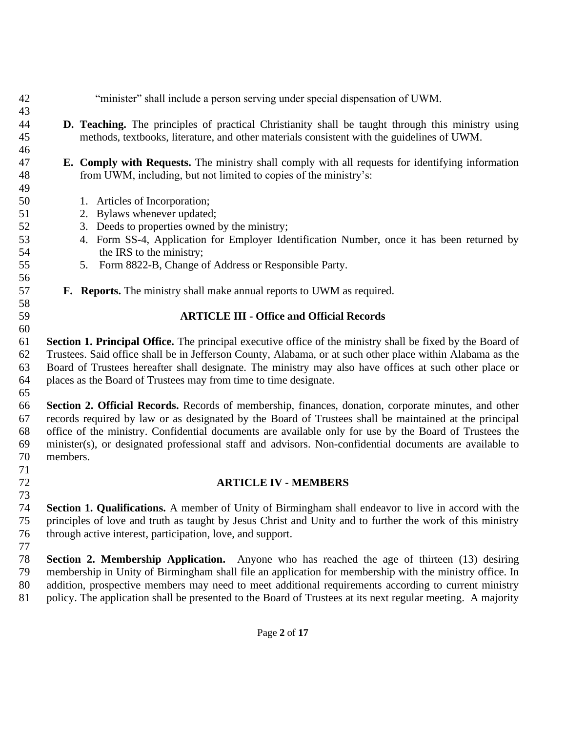"minister" shall include a person serving under special dispensation of UWM.

**D. Teaching.** The principles of practical Christianity shall be taught through this ministry using methods, textbooks, literature, and other materials consistent with the guidelines of UWM.

**E. Comply with Requests.** The ministry shall comply with all requests for identifying information from UWM, including, but not limited to copies of the ministry's:

1. Articles of Incorporation;
2. Bylaws whenever updated;
3. Deeds to properties owned by the ministry;
4. Form SS-4, Application for Employer Identification Number, once it has been returned by the IRS to the ministry;
5. Form 8822-B, Change of Address or Responsible Party.

**F. Reports.** The ministry shall make annual reports to UWM as required.

## ARTICLE III - Office and Official Records

**Section 1. Principal Office.** The principal executive office of the ministry shall be fixed by the Board of Trustees. Said office shall be in Jefferson County, Alabama, or at such other place within Alabama as the Board of Trustees hereafter shall designate. The ministry may also have offices at such other place or places as the Board of Trustees may from time to time designate.

**Section 2. Official Records.** Records of membership, finances, donation, corporate minutes, and other records required by law or as designated by the Board of Trustees shall be maintained at the principal office of the ministry. Confidential documents are available only for use by the Board of Trustees the minister(s), or designated professional staff and advisors. Non-confidential documents are available to members.

## ARTICLE IV - MEMBERS

**Section 1. Qualifications.** A member of Unity of Birmingham shall endeavor to live in accord with the principles of love and truth as taught by Jesus Christ and Unity and to further the work of this ministry through active interest, participation, love, and support.

**Section 2. Membership Application.** Anyone who has reached the age of thirteen (13) desiring membership in Unity of Birmingham shall file an application for membership with the ministry office. In addition, prospective members may need to meet additional requirements according to current ministry policy. The application shall be presented to the Board of Trustees at its next regular meeting. A majority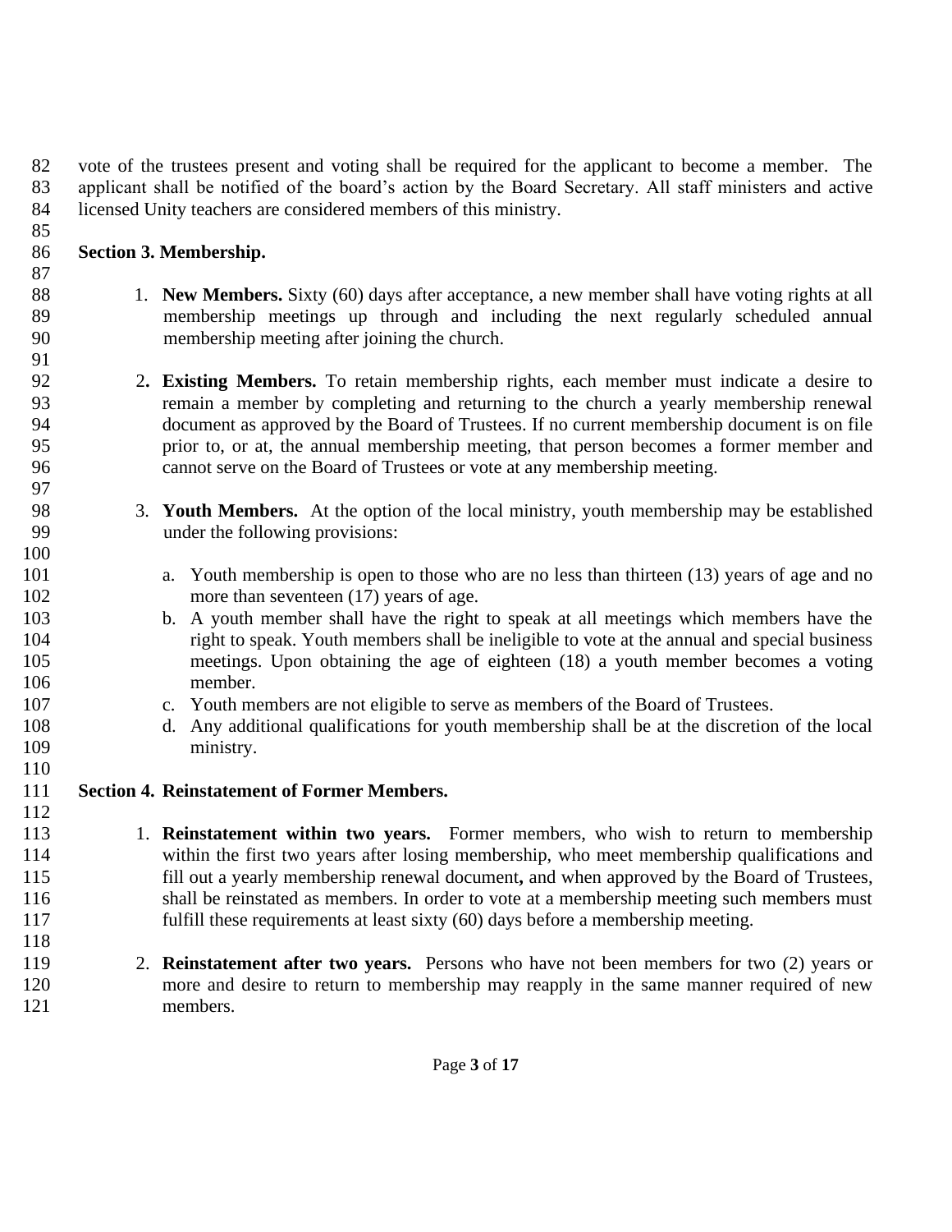vote of the trustees present and voting shall be required for the applicant to become a member. The applicant shall be notified of the board's action by the Board Secretary. All staff ministers and active licensed Unity teachers are considered members of this ministry.

**Section 3. Membership.**

1. **New Members.** Sixty (60) days after acceptance, a new member shall have voting rights at all membership meetings up through and including the next regularly scheduled annual membership meeting after joining the church.

2. **Existing Members.** To retain membership rights, each member must indicate a desire to remain a member by completing and returning to the church a yearly membership renewal document as approved by the Board of Trustees. If no current membership document is on file prior to, or at, the annual membership meeting, that person becomes a former member and cannot serve on the Board of Trustees or vote at any membership meeting.

3. **Youth Members.** At the option of the local ministry, youth membership may be established under the following provisions:

    a. Youth membership is open to those who are no less than thirteen (13) years of age and no more than seventeen (17) years of age.
    b. A youth member shall have the right to speak at all meetings which members have the right to speak. Youth members shall be ineligible to vote at the annual and special business meetings. Upon obtaining the age of eighteen (18) a youth member becomes a voting member.
    c. Youth members are not eligible to serve as members of the Board of Trustees.
    d. Any additional qualifications for youth membership shall be at the discretion of the local ministry.

**Section 4. Reinstatement of Former Members.**

1. **Reinstatement within two years.** Former members, who wish to return to membership within the first two years after losing membership, who meet membership qualifications and fill out a yearly membership renewal document**,** and when approved by the Board of Trustees, shall be reinstated as members. In order to vote at a membership meeting such members must fulfill these requirements at least sixty (60) days before a membership meeting.

2. **Reinstatement after two years.** Persons who have not been members for two (2) years or more and desire to return to membership may reapply in the same manner required of new members.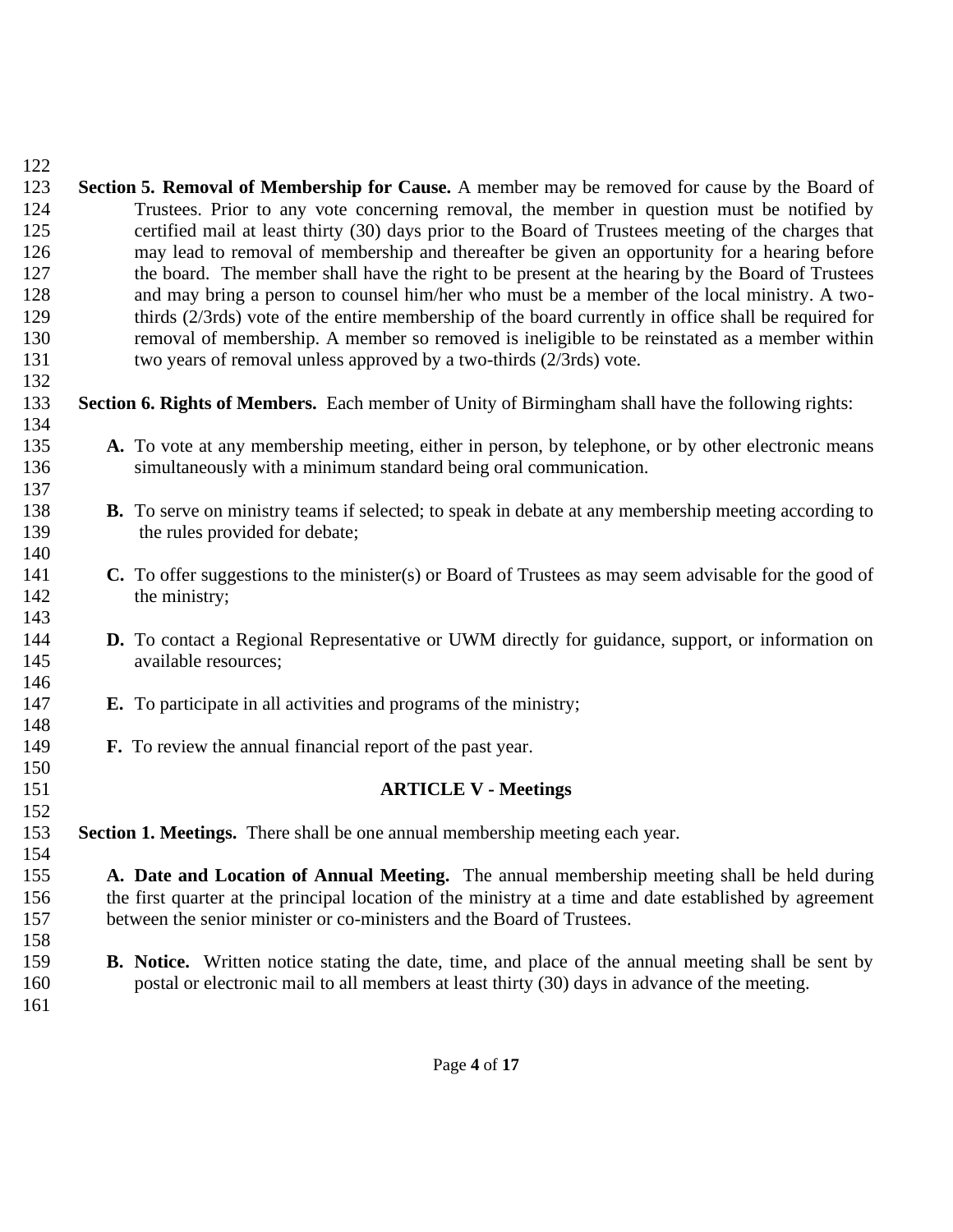**Section 5. Removal of Membership for Cause.** A member may be removed for cause by the Board of Trustees. Prior to any vote concerning removal, the member in question must be notified by certified mail at least thirty (30) days prior to the Board of Trustees meeting of the charges that may lead to removal of membership and thereafter be given an opportunity for a hearing before the board. The member shall have the right to be present at the hearing by the Board of Trustees and may bring a person to counsel him/her who must be a member of the local ministry. A two-thirds (2/3rds) vote of the entire membership of the board currently in office shall be required for removal of membership. A member so removed is ineligible to be reinstated as a member within two years of removal unless approved by a two-thirds (2/3rds) vote.

**Section 6. Rights of Members.** Each member of Unity of Birmingham shall have the following rights:

**A.** To vote at any membership meeting, either in person, by telephone, or by other electronic means simultaneously with a minimum standard being oral communication.

**B.** To serve on ministry teams if selected; to speak in debate at any membership meeting according to the rules provided for debate;

**C.** To offer suggestions to the minister(s) or Board of Trustees as may seem advisable for the good of the ministry;

**D.** To contact a Regional Representative or UWM directly for guidance, support, or information on available resources;

**E.** To participate in all activities and programs of the ministry;

**F.** To review the annual financial report of the past year.

## ARTICLE V - Meetings

**Section 1. Meetings.** There shall be one annual membership meeting each year.

**A. Date and Location of Annual Meeting.** The annual membership meeting shall be held during the first quarter at the principal location of the ministry at a time and date established by agreement between the senior minister or co-ministers and the Board of Trustees.

**B. Notice.** Written notice stating the date, time, and place of the annual meeting shall be sent by postal or electronic mail to all members at least thirty (30) days in advance of the meeting.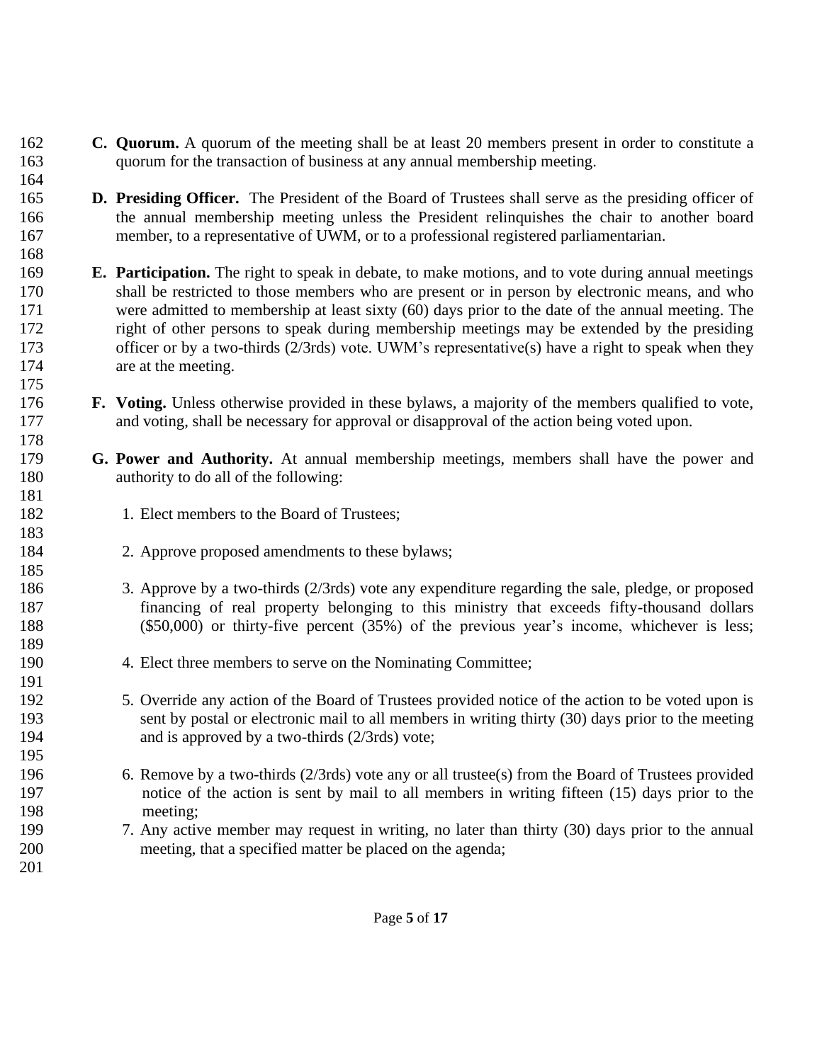**C. Quorum.** A quorum of the meeting shall be at least 20 members present in order to constitute a quorum for the transaction of business at any annual membership meeting.

**D. Presiding Officer.** The President of the Board of Trustees shall serve as the presiding officer of the annual membership meeting unless the President relinquishes the chair to another board member, to a representative of UWM, or to a professional registered parliamentarian.

**E. Participation.** The right to speak in debate, to make motions, and to vote during annual meetings shall be restricted to those members who are present or in person by electronic means, and who were admitted to membership at least sixty (60) days prior to the date of the annual meeting. The right of other persons to speak during membership meetings may be extended by the presiding officer or by a two-thirds (2/3rds) vote. UWM's representative(s) have a right to speak when they are at the meeting.

**F. Voting.** Unless otherwise provided in these bylaws, a majority of the members qualified to vote, and voting, shall be necessary for approval or disapproval of the action being voted upon.

**G. Power and Authority.** At annual membership meetings, members shall have the power and authority to do all of the following:

1. Elect members to the Board of Trustees;

2. Approve proposed amendments to these bylaws;

3. Approve by a two-thirds (2/3rds) vote any expenditure regarding the sale, pledge, or proposed financing of real property belonging to this ministry that exceeds fifty-thousand dollars ($50,000) or thirty-five percent (35%) of the previous year's income, whichever is less;

4. Elect three members to serve on the Nominating Committee;

5. Override any action of the Board of Trustees provided notice of the action to be voted upon is sent by postal or electronic mail to all members in writing thirty (30) days prior to the meeting and is approved by a two-thirds (2/3rds) vote;

6. Remove by a two-thirds (2/3rds) vote any or all trustee(s) from the Board of Trustees provided notice of the action is sent by mail to all members in writing fifteen (15) days prior to the meeting;
7. Any active member may request in writing, no later than thirty (30) days prior to the annual meeting, that a specified matter be placed on the agenda;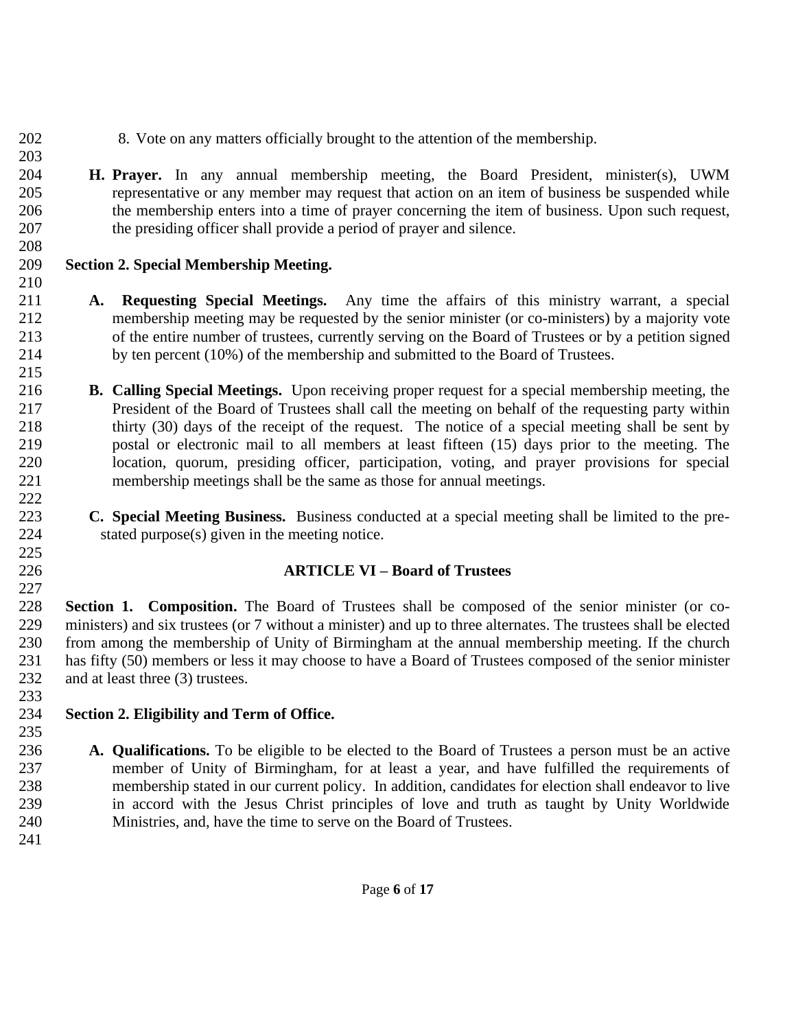8. Vote on any matters officially brought to the attention of the membership.

**H. Prayer.** In any annual membership meeting, the Board President, minister(s), UWM representative or any member may request that action on an item of business be suspended while the membership enters into a time of prayer concerning the item of business. Upon such request, the presiding officer shall provide a period of prayer and silence.

### Section 2. Special Membership Meeting.

**A. Requesting Special Meetings.** Any time the affairs of this ministry warrant, a special membership meeting may be requested by the senior minister (or co-ministers) by a majority vote of the entire number of trustees, currently serving on the Board of Trustees or by a petition signed by ten percent (10%) of the membership and submitted to the Board of Trustees.

**B. Calling Special Meetings.** Upon receiving proper request for a special membership meeting, the President of the Board of Trustees shall call the meeting on behalf of the requesting party within thirty (30) days of the receipt of the request. The notice of a special meeting shall be sent by postal or electronic mail to all members at least fifteen (15) days prior to the meeting. The location, quorum, presiding officer, participation, voting, and prayer provisions for special membership meetings shall be the same as those for annual meetings.

**C. Special Meeting Business.** Business conducted at a special meeting shall be limited to the pre-stated purpose(s) given in the meeting notice.

## ARTICLE VI – Board of Trustees

**Section 1. Composition.** The Board of Trustees shall be composed of the senior minister (or co-ministers) and six trustees (or 7 without a minister) and up to three alternates. The trustees shall be elected from among the membership of Unity of Birmingham at the annual membership meeting. If the church has fifty (50) members or less it may choose to have a Board of Trustees composed of the senior minister and at least three (3) trustees.

### Section 2. Eligibility and Term of Office.

**A. Qualifications.** To be eligible to be elected to the Board of Trustees a person must be an active member of Unity of Birmingham, for at least a year, and have fulfilled the requirements of membership stated in our current policy. In addition, candidates for election shall endeavor to live in accord with the Jesus Christ principles of love and truth as taught by Unity Worldwide Ministries, and, have the time to serve on the Board of Trustees.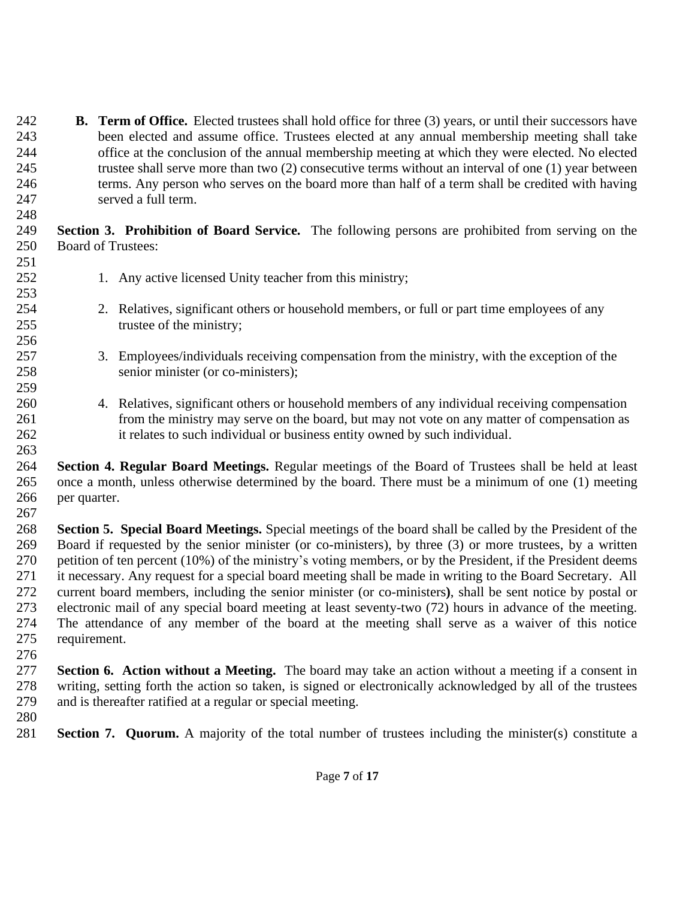**B. Term of Office.** Elected trustees shall hold office for three (3) years, or until their successors have been elected and assume office. Trustees elected at any annual membership meeting shall take office at the conclusion of the annual membership meeting at which they were elected. No elected trustee shall serve more than two (2) consecutive terms without an interval of one (1) year between terms. Any person who serves on the board more than half of a term shall be credited with having served a full term.

**Section 3. Prohibition of Board Service.** The following persons are prohibited from serving on the Board of Trustees:

1. Any active licensed Unity teacher from this ministry;

2. Relatives, significant others or household members, or full or part time employees of any trustee of the ministry;

3. Employees/individuals receiving compensation from the ministry, with the exception of the senior minister (or co-ministers);

4. Relatives, significant others or household members of any individual receiving compensation from the ministry may serve on the board, but may not vote on any matter of compensation as it relates to such individual or business entity owned by such individual.

**Section 4. Regular Board Meetings.** Regular meetings of the Board of Trustees shall be held at least once a month, unless otherwise determined by the board. There must be a minimum of one (1) meeting per quarter.

**Section 5. Special Board Meetings.** Special meetings of the board shall be called by the President of the Board if requested by the senior minister (or co-ministers), by three (3) or more trustees, by a written petition of ten percent (10%) of the ministry's voting members, or by the President, if the President deems it necessary. Any request for a special board meeting shall be made in writing to the Board Secretary. All current board members, including the senior minister (or co-ministers), shall be sent notice by postal or electronic mail of any special board meeting at least seventy-two (72) hours in advance of the meeting. The attendance of any member of the board at the meeting shall serve as a waiver of this notice requirement.

**Section 6. Action without a Meeting.** The board may take an action without a meeting if a consent in writing, setting forth the action so taken, is signed or electronically acknowledged by all of the trustees and is thereafter ratified at a regular or special meeting.

**Section 7. Quorum.** A majority of the total number of trustees including the minister(s) constitute a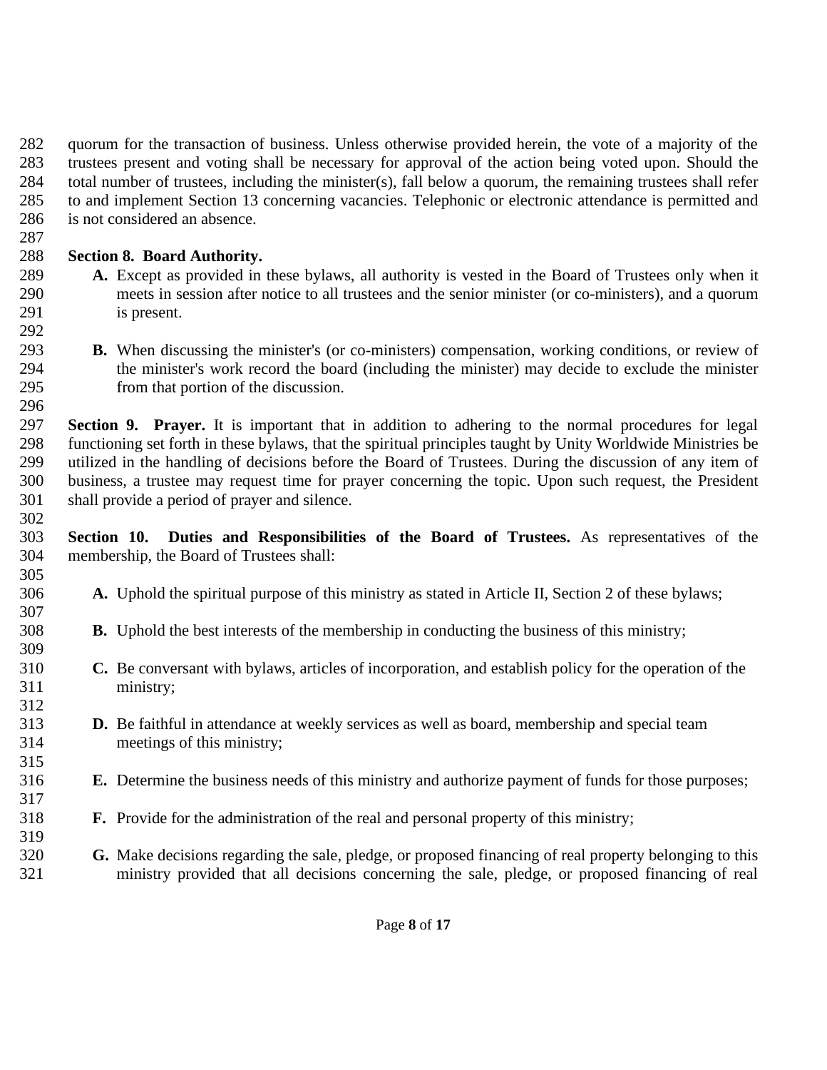quorum for the transaction of business. Unless otherwise provided herein, the vote of a majority of the trustees present and voting shall be necessary for approval of the action being voted upon. Should the total number of trustees, including the minister(s), fall below a quorum, the remaining trustees shall refer to and implement Section 13 concerning vacancies. Telephonic or electronic attendance is permitted and is not considered an absence.

**Section 8. Board Authority.**

**A.** Except as provided in these bylaws, all authority is vested in the Board of Trustees only when it meets in session after notice to all trustees and the senior minister (or co-ministers), and a quorum is present.

**B.** When discussing the minister's (or co-ministers) compensation, working conditions, or review of the minister's work record the board (including the minister) may decide to exclude the minister from that portion of the discussion.

**Section 9. Prayer.** It is important that in addition to adhering to the normal procedures for legal functioning set forth in these bylaws, that the spiritual principles taught by Unity Worldwide Ministries be utilized in the handling of decisions before the Board of Trustees. During the discussion of any item of business, a trustee may request time for prayer concerning the topic. Upon such request, the President shall provide a period of prayer and silence.

**Section 10. Duties and Responsibilities of the Board of Trustees.** As representatives of the membership, the Board of Trustees shall:

**A.** Uphold the spiritual purpose of this ministry as stated in Article II, Section 2 of these bylaws;

**B.** Uphold the best interests of the membership in conducting the business of this ministry;

**C.** Be conversant with bylaws, articles of incorporation, and establish policy for the operation of the ministry;

**D.** Be faithful in attendance at weekly services as well as board, membership and special team meetings of this ministry;

**E.** Determine the business needs of this ministry and authorize payment of funds for those purposes;

**F.** Provide for the administration of the real and personal property of this ministry;

**G.** Make decisions regarding the sale, pledge, or proposed financing of real property belonging to this ministry provided that all decisions concerning the sale, pledge, or proposed financing of real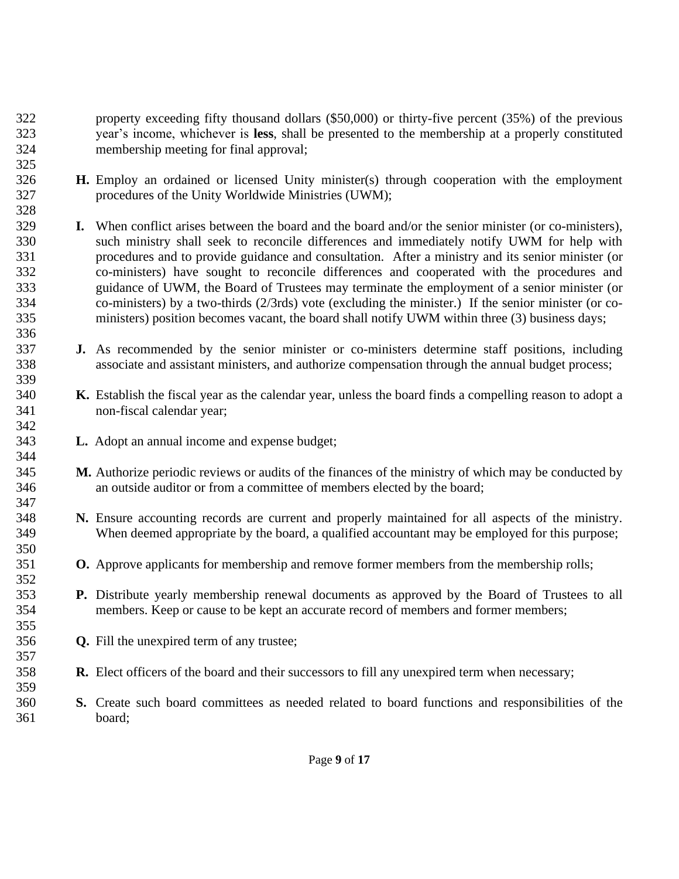property exceeding fifty thousand dollars ($50,000) or thirty-five percent (35%) of the previous year's income, whichever is **less**, shall be presented to the membership at a properly constituted membership meeting for final approval;

**H.** Employ an ordained or licensed Unity minister(s) through cooperation with the employment procedures of the Unity Worldwide Ministries (UWM);

**I.** When conflict arises between the board and the board and/or the senior minister (or co-ministers), such ministry shall seek to reconcile differences and immediately notify UWM for help with procedures and to provide guidance and consultation. After a ministry and its senior minister (or co-ministers) have sought to reconcile differences and cooperated with the procedures and guidance of UWM, the Board of Trustees may terminate the employment of a senior minister (or co-ministers) by a two-thirds (2/3rds) vote (excluding the minister.) If the senior minister (or co-ministers) position becomes vacant, the board shall notify UWM within three (3) business days;

**J.** As recommended by the senior minister or co-ministers determine staff positions, including associate and assistant ministers, and authorize compensation through the annual budget process;

**K.** Establish the fiscal year as the calendar year, unless the board finds a compelling reason to adopt a non-fiscal calendar year;

**L.** Adopt an annual income and expense budget;

**M.** Authorize periodic reviews or audits of the finances of the ministry of which may be conducted by an outside auditor or from a committee of members elected by the board;

**N.** Ensure accounting records are current and properly maintained for all aspects of the ministry. When deemed appropriate by the board, a qualified accountant may be employed for this purpose;

**O.** Approve applicants for membership and remove former members from the membership rolls;

**P.** Distribute yearly membership renewal documents as approved by the Board of Trustees to all members. Keep or cause to be kept an accurate record of members and former members;

**Q.** Fill the unexpired term of any trustee;

**R.** Elect officers of the board and their successors to fill any unexpired term when necessary;

**S.** Create such board committees as needed related to board functions and responsibilities of the board;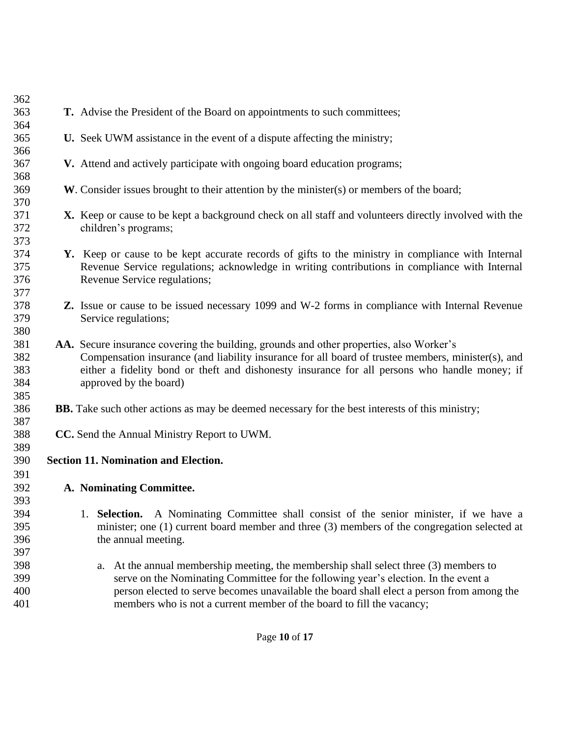**T.** Advise the President of the Board on appointments to such committees;

**U.** Seek UWM assistance in the event of a dispute affecting the ministry;

**V.** Attend and actively participate with ongoing board education programs;

**W**. Consider issues brought to their attention by the minister(s) or members of the board;

**X.** Keep or cause to be kept a background check on all staff and volunteers directly involved with the children's programs;

**Y.** Keep or cause to be kept accurate records of gifts to the ministry in compliance with Internal Revenue Service regulations; acknowledge in writing contributions in compliance with Internal Revenue Service regulations;

**Z.** Issue or cause to be issued necessary 1099 and W-2 forms in compliance with Internal Revenue Service regulations;

**AA.** Secure insurance covering the building, grounds and other properties, also Worker's Compensation insurance (and liability insurance for all board of trustee members, minister(s), and either a fidelity bond or theft and dishonesty insurance for all persons who handle money; if approved by the board)

**BB.** Take such other actions as may be deemed necessary for the best interests of this ministry;

**CC.** Send the Annual Ministry Report to UWM.

**Section 11. Nomination and Election.**

**A. Nominating Committee.**

1. **Selection.** A Nominating Committee shall consist of the senior minister, if we have a minister; one (1) current board member and three (3) members of the congregation selected at the annual meeting.

   a. At the annual membership meeting, the membership shall select three (3) members to serve on the Nominating Committee for the following year's election. In the event a person elected to serve becomes unavailable the board shall elect a person from among the members who is not a current member of the board to fill the vacancy;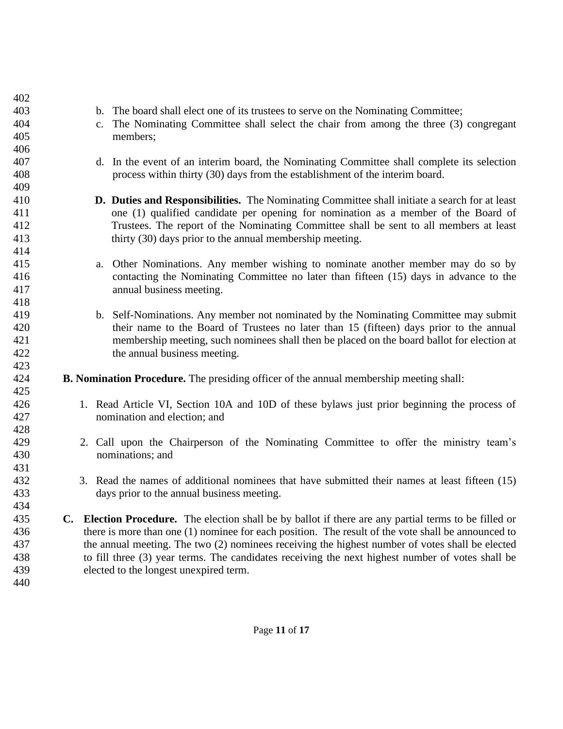b. The board shall elect one of its trustees to serve on the Nominating Committee;

c. The Nominating Committee shall select the chair from among the three (3) congregant members;

d. In the event of an interim board, the Nominating Committee shall complete its selection process within thirty (30) days from the establishment of the interim board.

**D. Duties and Responsibilities.** The Nominating Committee shall initiate a search for at least one (1) qualified candidate per opening for nomination as a member of the Board of Trustees. The report of the Nominating Committee shall be sent to all members at least thirty (30) days prior to the annual membership meeting.

a. Other Nominations. Any member wishing to nominate another member may do so by contacting the Nominating Committee no later than fifteen (15) days in advance to the annual business meeting.

b. Self-Nominations. Any member not nominated by the Nominating Committee may submit their name to the Board of Trustees no later than 15 (fifteen) days prior to the annual membership meeting, such nominees shall then be placed on the board ballot for election at the annual business meeting.

**B. Nomination Procedure.** The presiding officer of the annual membership meeting shall:

1. Read Article VI, Section 10A and 10D of these bylaws just prior beginning the process of nomination and election; and

2. Call upon the Chairperson of the Nominating Committee to offer the ministry team's nominations; and

3. Read the names of additional nominees that have submitted their names at least fifteen (15) days prior to the annual business meeting.

**C. Election Procedure.** The election shall be by ballot if there are any partial terms to be filled or there is more than one (1) nominee for each position. The result of the vote shall be announced to the annual meeting. The two (2) nominees receiving the highest number of votes shall be elected to fill three (3) year terms. The candidates receiving the next highest number of votes shall be elected to the longest unexpired term.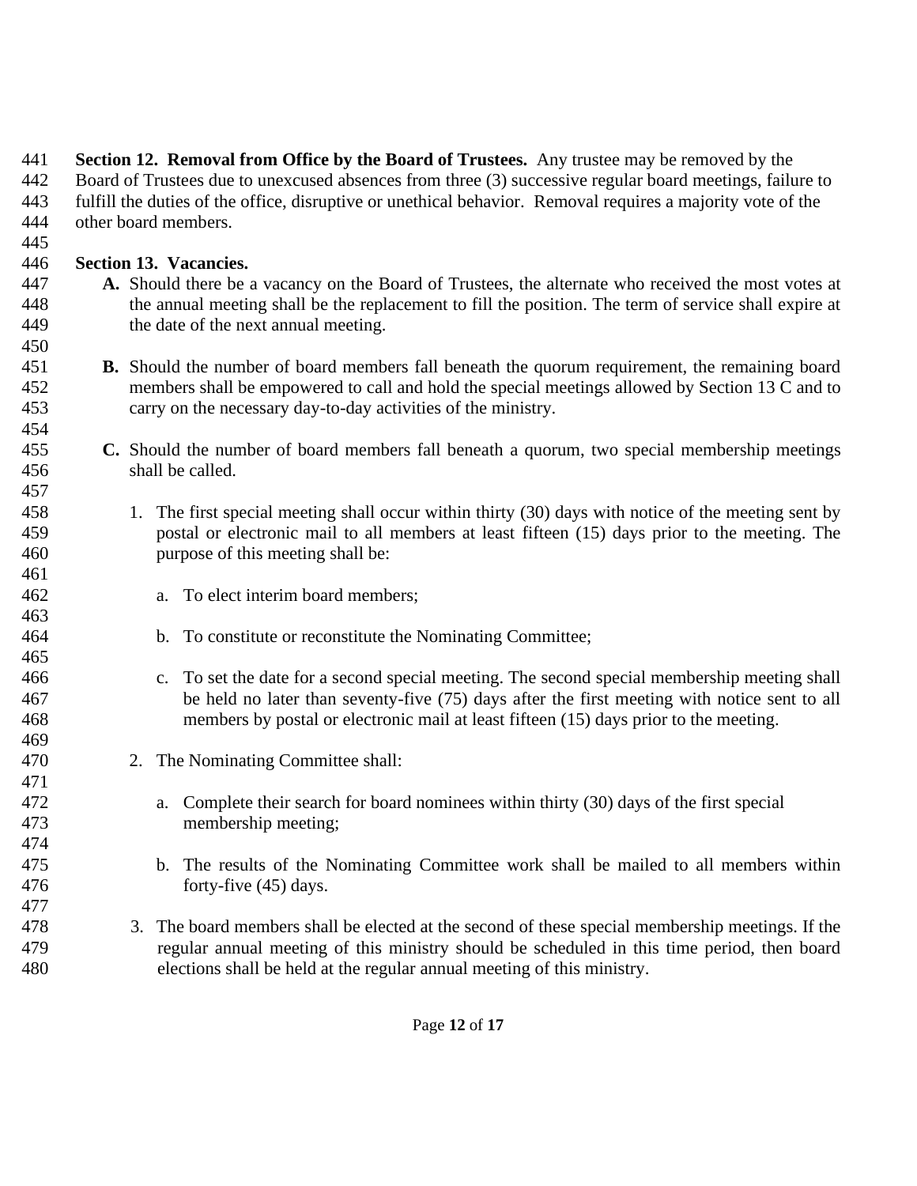**Section 12. Removal from Office by the Board of Trustees.** Any trustee may be removed by the Board of Trustees due to unexcused absences from three (3) successive regular board meetings, failure to fulfill the duties of the office, disruptive or unethical behavior. Removal requires a majority vote of the other board members.

**Section 13. Vacancies.**

**A.** Should there be a vacancy on the Board of Trustees, the alternate who received the most votes at the annual meeting shall be the replacement to fill the position. The term of service shall expire at the date of the next annual meeting.

**B.** Should the number of board members fall beneath the quorum requirement, the remaining board members shall be empowered to call and hold the special meetings allowed by Section 13 C and to carry on the necessary day-to-day activities of the ministry.

**C.** Should the number of board members fall beneath a quorum, two special membership meetings shall be called.

1. The first special meeting shall occur within thirty (30) days with notice of the meeting sent by postal or electronic mail to all members at least fifteen (15) days prior to the meeting. The purpose of this meeting shall be:

    a. To elect interim board members;

    b. To constitute or reconstitute the Nominating Committee;

    c. To set the date for a second special meeting. The second special membership meeting shall be held no later than seventy-five (75) days after the first meeting with notice sent to all members by postal or electronic mail at least fifteen (15) days prior to the meeting.

2. The Nominating Committee shall:

    a. Complete their search for board nominees within thirty (30) days of the first special membership meeting;

    b. The results of the Nominating Committee work shall be mailed to all members within forty-five (45) days.

3. The board members shall be elected at the second of these special membership meetings. If the regular annual meeting of this ministry should be scheduled in this time period, then board elections shall be held at the regular annual meeting of this ministry.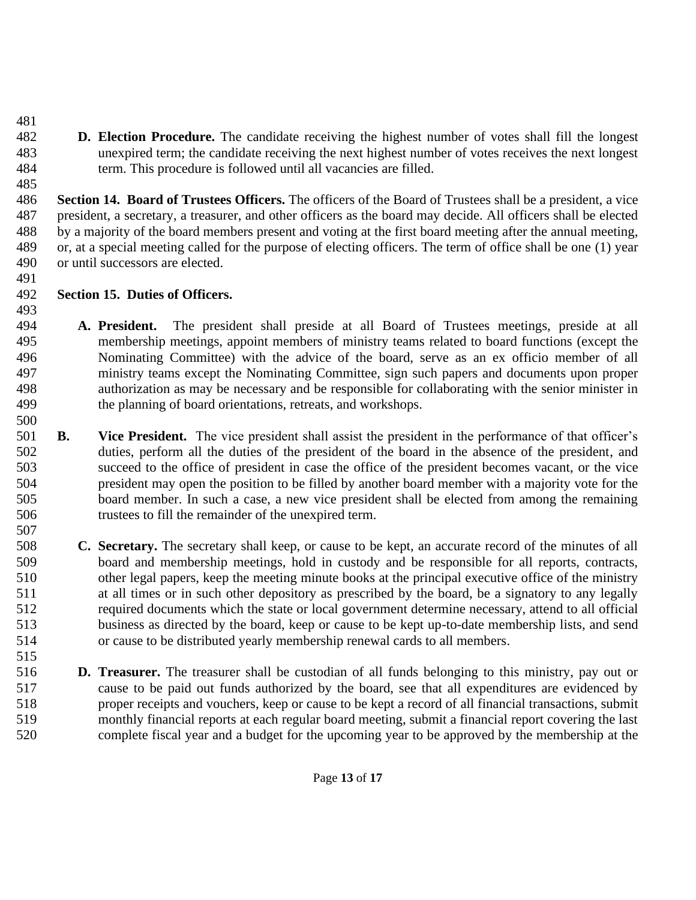**D. Election Procedure.** The candidate receiving the highest number of votes shall fill the longest unexpired term; the candidate receiving the next highest number of votes receives the next longest term. This procedure is followed until all vacancies are filled.

**Section 14. Board of Trustees Officers.** The officers of the Board of Trustees shall be a president, a vice president, a secretary, a treasurer, and other officers as the board may decide. All officers shall be elected by a majority of the board members present and voting at the first board meeting after the annual meeting, or, at a special meeting called for the purpose of electing officers. The term of office shall be one (1) year or until successors are elected.

**Section 15. Duties of Officers.**

**A. President.** The president shall preside at all Board of Trustees meetings, preside at all membership meetings, appoint members of ministry teams related to board functions (except the Nominating Committee) with the advice of the board, serve as an ex officio member of all ministry teams except the Nominating Committee, sign such papers and documents upon proper authorization as may be necessary and be responsible for collaborating with the senior minister in the planning of board orientations, retreats, and workshops.

**B. Vice President.** The vice president shall assist the president in the performance of that officer's duties, perform all the duties of the president of the board in the absence of the president, and succeed to the office of president in case the office of the president becomes vacant, or the vice president may open the position to be filled by another board member with a majority vote for the board member. In such a case, a new vice president shall be elected from among the remaining trustees to fill the remainder of the unexpired term.

**C. Secretary.** The secretary shall keep, or cause to be kept, an accurate record of the minutes of all board and membership meetings, hold in custody and be responsible for all reports, contracts, other legal papers, keep the meeting minute books at the principal executive office of the ministry at all times or in such other depository as prescribed by the board, be a signatory to any legally required documents which the state or local government determine necessary, attend to all official business as directed by the board, keep or cause to be kept up-to-date membership lists, and send or cause to be distributed yearly membership renewal cards to all members.

**D. Treasurer.** The treasurer shall be custodian of all funds belonging to this ministry, pay out or cause to be paid out funds authorized by the board, see that all expenditures are evidenced by proper receipts and vouchers, keep or cause to be kept a record of all financial transactions, submit monthly financial reports at each regular board meeting, submit a financial report covering the last complete fiscal year and a budget for the upcoming year to be approved by the membership at the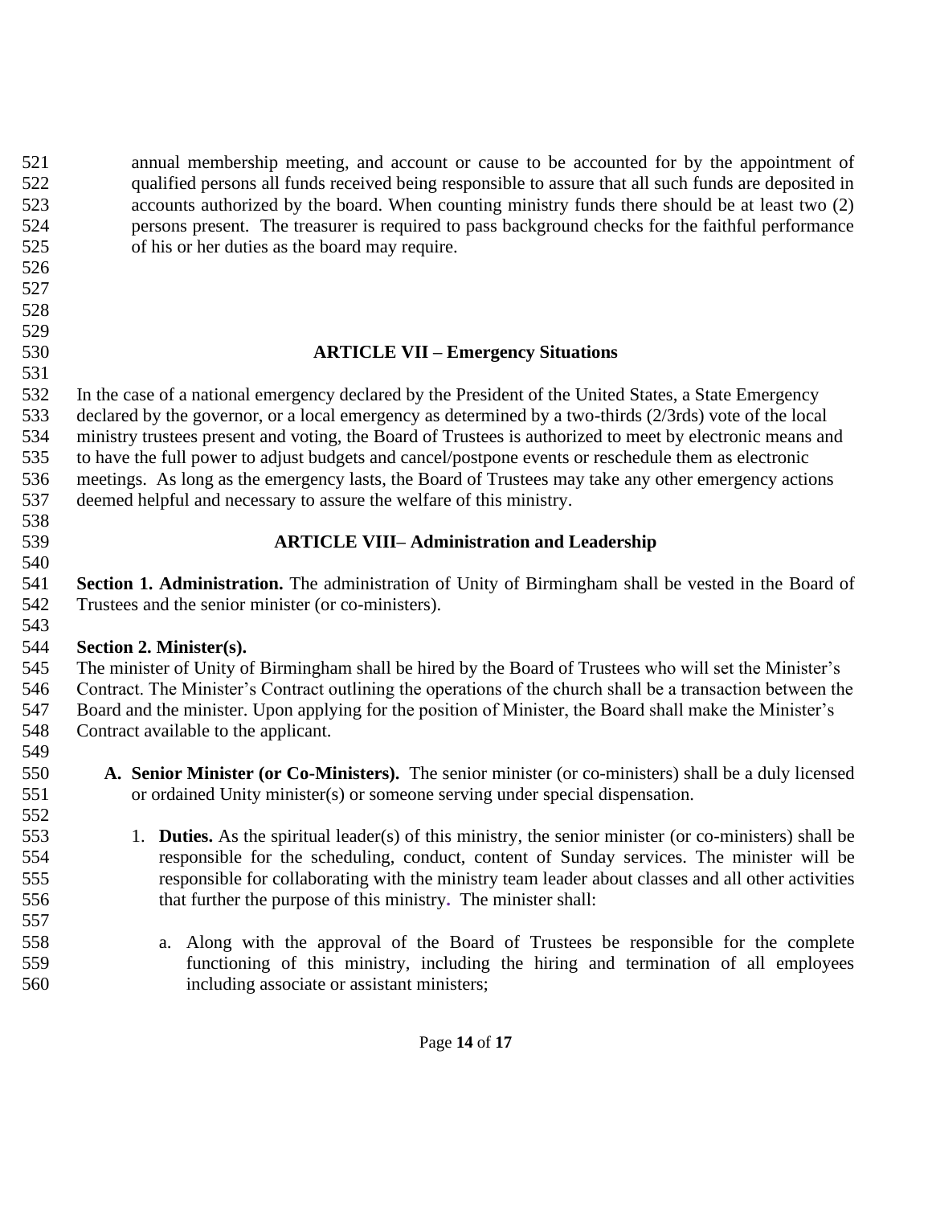annual membership meeting, and account or cause to be accounted for by the appointment of qualified persons all funds received being responsible to assure that all such funds are deposited in accounts authorized by the board. When counting ministry funds there should be at least two (2) persons present. The treasurer is required to pass background checks for the faithful performance of his or her duties as the board may require.

## ARTICLE VII – Emergency Situations

In the case of a national emergency declared by the President of the United States, a State Emergency declared by the governor, or a local emergency as determined by a two-thirds (2/3rds) vote of the local ministry trustees present and voting, the Board of Trustees is authorized to meet by electronic means and to have the full power to adjust budgets and cancel/postpone events or reschedule them as electronic meetings. As long as the emergency lasts, the Board of Trustees may take any other emergency actions deemed helpful and necessary to assure the welfare of this ministry.

## ARTICLE VIII– Administration and Leadership

**Section 1. Administration.** The administration of Unity of Birmingham shall be vested in the Board of Trustees and the senior minister (or co-ministers).

**Section 2. Minister(s).**
The minister of Unity of Birmingham shall be hired by the Board of Trustees who will set the Minister's Contract. The Minister's Contract outlining the operations of the church shall be a transaction between the Board and the minister. Upon applying for the position of Minister, the Board shall make the Minister's Contract available to the applicant.

**A. Senior Minister (or Co-Ministers).** The senior minister (or co-ministers) shall be a duly licensed or ordained Unity minister(s) or someone serving under special dispensation.

1. **Duties.** As the spiritual leader(s) of this ministry, the senior minister (or co-ministers) shall be responsible for the scheduling, conduct, content of Sunday services. The minister will be responsible for collaborating with the ministry team leader about classes and all other activities that further the purpose of this ministry. The minister shall:

    a. Along with the approval of the Board of Trustees be responsible for the complete functioning of this ministry, including the hiring and termination of all employees including associate or assistant ministers;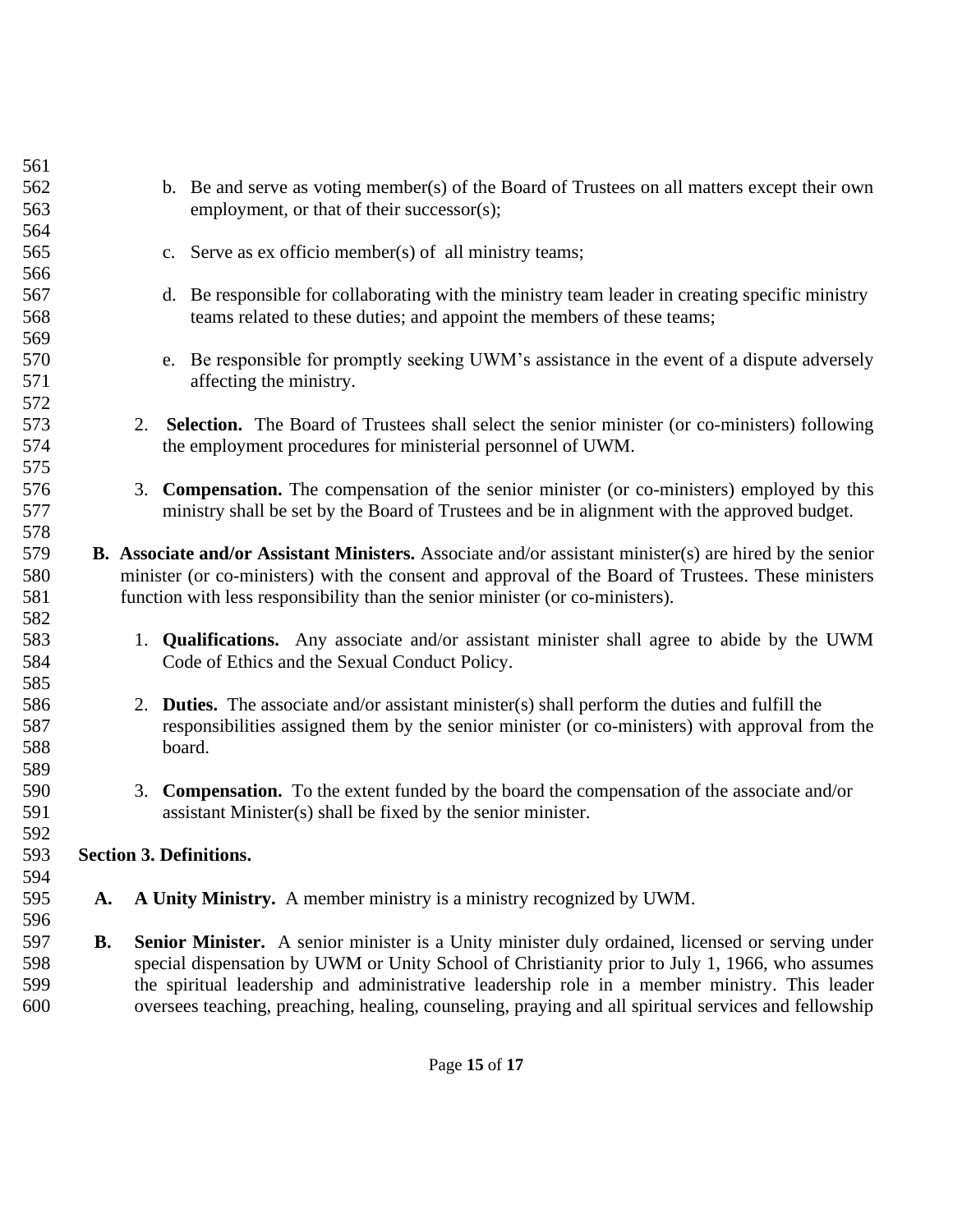b. Be and serve as voting member(s) of the Board of Trustees on all matters except their own employment, or that of their successor(s);

c. Serve as ex officio member(s) of all ministry teams;

d. Be responsible for collaborating with the ministry team leader in creating specific ministry teams related to these duties; and appoint the members of these teams;

e. Be responsible for promptly seeking UWM's assistance in the event of a dispute adversely affecting the ministry.

2. **Selection.** The Board of Trustees shall select the senior minister (or co-ministers) following the employment procedures for ministerial personnel of UWM.

3. **Compensation.** The compensation of the senior minister (or co-ministers) employed by this ministry shall be set by the Board of Trustees and be in alignment with the approved budget.

**B. Associate and/or Assistant Ministers.** Associate and/or assistant minister(s) are hired by the senior minister (or co-ministers) with the consent and approval of the Board of Trustees. These ministers function with less responsibility than the senior minister (or co-ministers).

1. **Qualifications.** Any associate and/or assistant minister shall agree to abide by the UWM Code of Ethics and the Sexual Conduct Policy.

2. **Duties.** The associate and/or assistant minister(s) shall perform the duties and fulfill the responsibilities assigned them by the senior minister (or co-ministers) with approval from the board.

3. **Compensation.** To the extent funded by the board the compensation of the associate and/or assistant Minister(s) shall be fixed by the senior minister.

**Section 3. Definitions.**

**A. A Unity Ministry.** A member ministry is a ministry recognized by UWM.

**B. Senior Minister.** A senior minister is a Unity minister duly ordained, licensed or serving under special dispensation by UWM or Unity School of Christianity prior to July 1, 1966, who assumes the spiritual leadership and administrative leadership role in a member ministry. This leader oversees teaching, preaching, healing, counseling, praying and all spiritual services and fellowship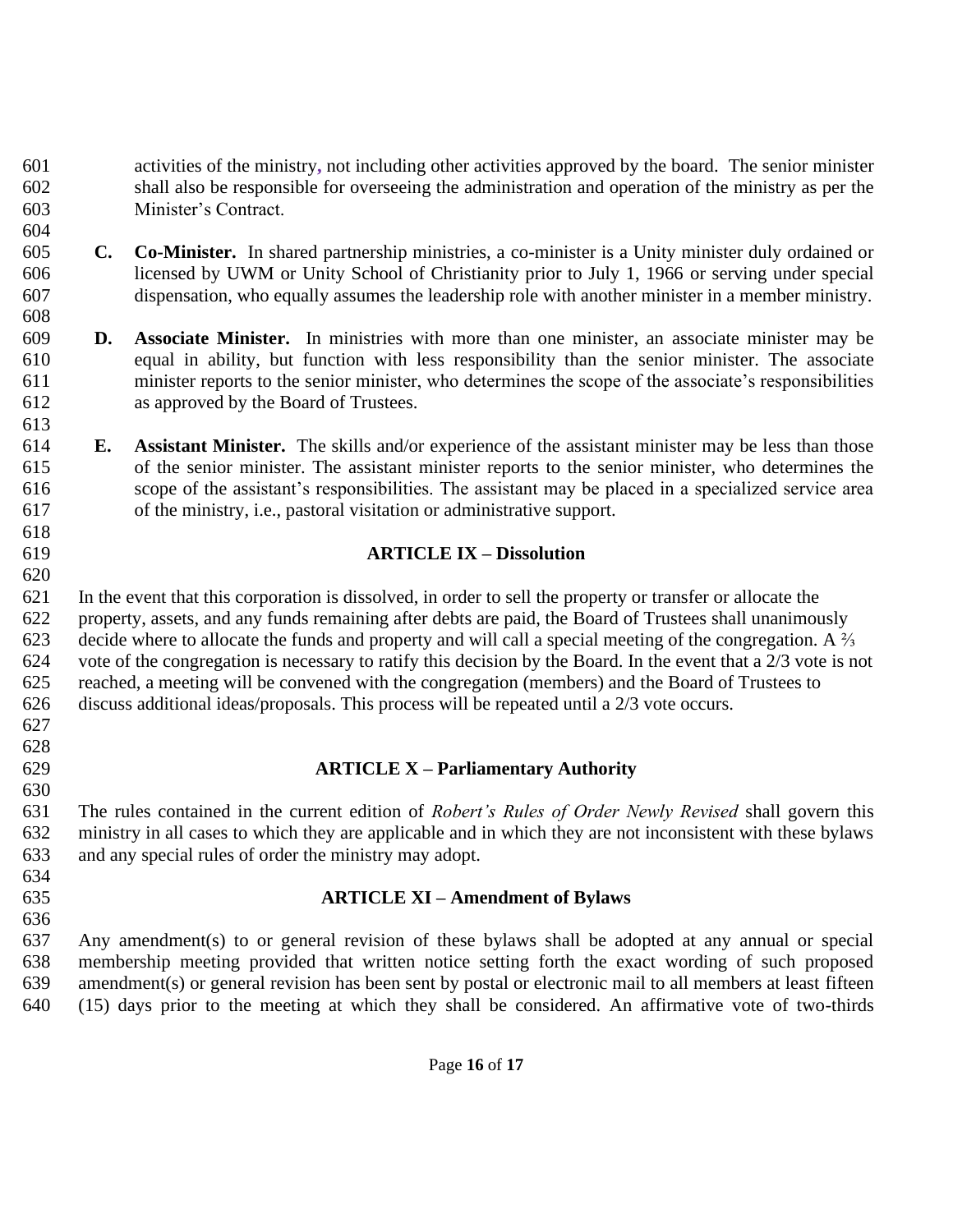activities of the ministry, not including other activities approved by the board. The senior minister shall also be responsible for overseeing the administration and operation of the ministry as per the Minister's Contract.

**C. Co-Minister.** In shared partnership ministries, a co-minister is a Unity minister duly ordained or licensed by UWM or Unity School of Christianity prior to July 1, 1966 or serving under special dispensation, who equally assumes the leadership role with another minister in a member ministry.

**D. Associate Minister.** In ministries with more than one minister, an associate minister may be equal in ability, but function with less responsibility than the senior minister. The associate minister reports to the senior minister, who determines the scope of the associate's responsibilities as approved by the Board of Trustees.

**E. Assistant Minister.** The skills and/or experience of the assistant minister may be less than those of the senior minister. The assistant minister reports to the senior minister, who determines the scope of the assistant's responsibilities. The assistant may be placed in a specialized service area of the ministry, i.e., pastoral visitation or administrative support.

## ARTICLE IX – Dissolution

In the event that this corporation is dissolved, in order to sell the property or transfer or allocate the property, assets, and any funds remaining after debts are paid, the Board of Trustees shall unanimously decide where to allocate the funds and property and will call a special meeting of the congregation. A ⅔ vote of the congregation is necessary to ratify this decision by the Board. In the event that a 2/3 vote is not reached, a meeting will be convened with the congregation (members) and the Board of Trustees to discuss additional ideas/proposals. This process will be repeated until a 2/3 vote occurs.

## ARTICLE X – Parliamentary Authority

The rules contained in the current edition of *Robert's Rules of Order Newly Revised* shall govern this ministry in all cases to which they are applicable and in which they are not inconsistent with these bylaws and any special rules of order the ministry may adopt.

## ARTICLE XI – Amendment of Bylaws

Any amendment(s) to or general revision of these bylaws shall be adopted at any annual or special membership meeting provided that written notice setting forth the exact wording of such proposed amendment(s) or general revision has been sent by postal or electronic mail to all members at least fifteen (15) days prior to the meeting at which they shall be considered. An affirmative vote of two-thirds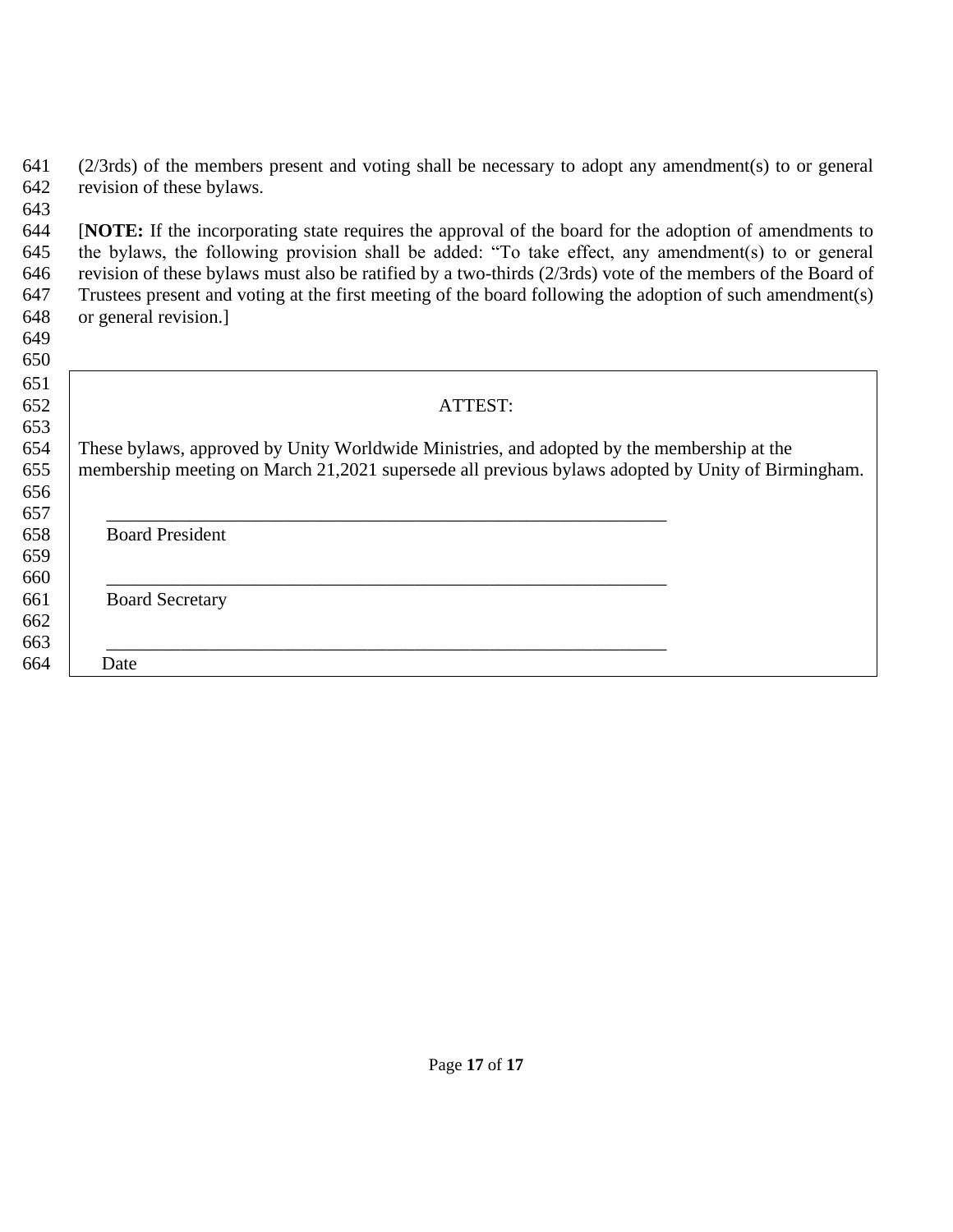(2/3rds) of the members present and voting shall be necessary to adopt any amendment(s) to or general revision of these bylaws.

[**NOTE:** If the incorporating state requires the approval of the board for the adoption of amendments to the bylaws, the following provision shall be added: "To take effect, any amendment(s) to or general revision of these bylaws must also be ratified by a two-thirds (2/3rds) vote of the members of the Board of Trustees present and voting at the first meeting of the board following the adoption of such amendment(s) or general revision.]

ATTEST:

These bylaws, approved by Unity Worldwide Ministries, and adopted by the membership at the membership meeting on March 21,2021 supersede all previous bylaws adopted by Unity of Birmingham.

_______________________________________________________________

Board President

_______________________________________________________________

Board Secretary

_______________________________________________________________

Date